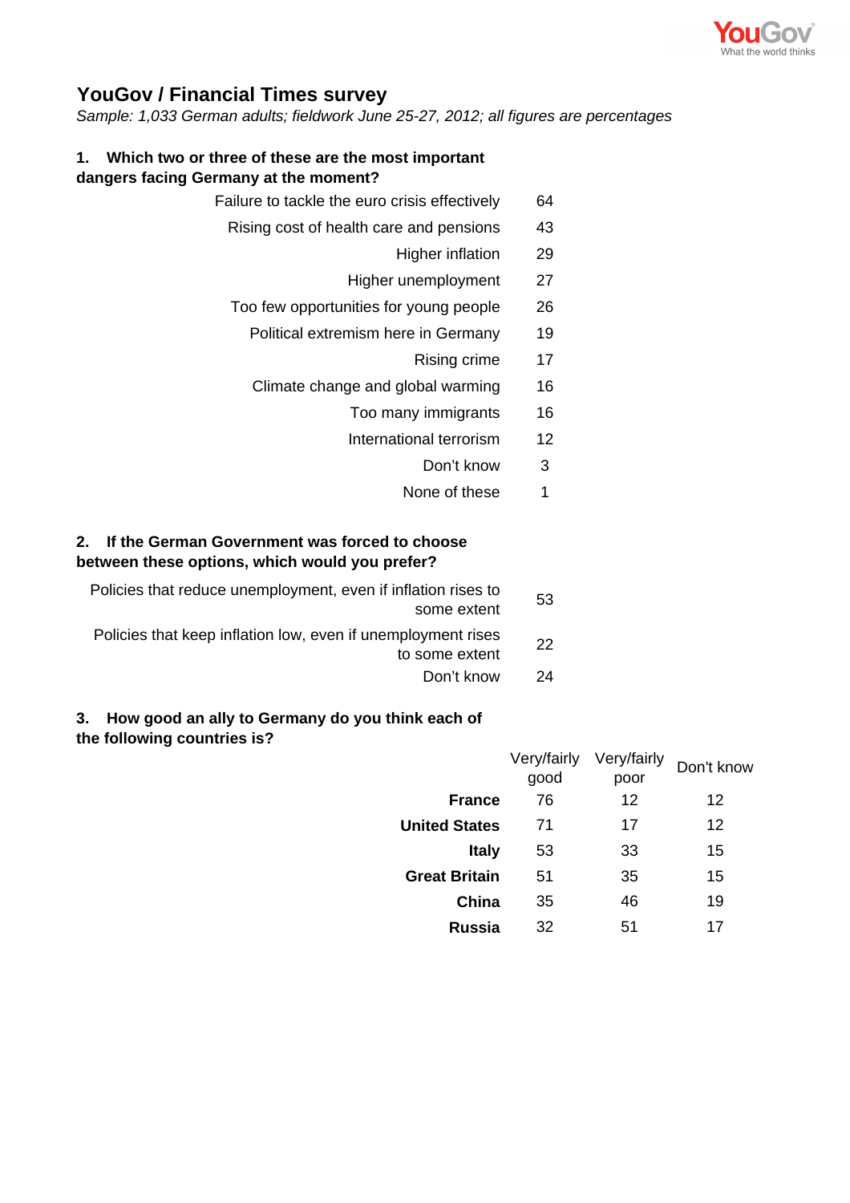# YouGov / Financial Times survey

*Sample: 1,033 German adults; fieldwork June 25-27, 2012; all figures are percentages*

**1. Which two or three of these are the most important dangers facing Germany at the moment?**

| | |
|---|---|
| Failure to tackle the euro crisis effectively | 64 |
| Rising cost of health care and pensions | 43 |
| Higher inflation | 29 |
| Higher unemployment | 27 |
| Too few opportunities for young people | 26 |
| Political extremism here in Germany | 19 |
| Rising crime | 17 |
| Climate change and global warming | 16 |
| Too many immigrants | 16 |
| International terrorism | 12 |
| Don't know | 3 |
| None of these | 1 |

**2. If the German Government was forced to choose between these options, which would you prefer?**

| | |
|---|---|
| Policies that reduce unemployment, even if inflation rises to some extent | 53 |
| Policies that keep inflation low, even if unemployment rises to some extent | 22 |
| Don't know | 24 |

**3. How good an ally to Germany do you think each of the following countries is?**

| | Very/fairly good | Very/fairly poor | Don't know |
|---|---|---|---|
| **France** | 76 | 12 | 12 |
| **United States** | 71 | 17 | 12 |
| **Italy** | 53 | 33 | 15 |
| **Great Britain** | 51 | 35 | 15 |
| **China** | 35 | 46 | 19 |
| **Russia** | 32 | 51 | 17 |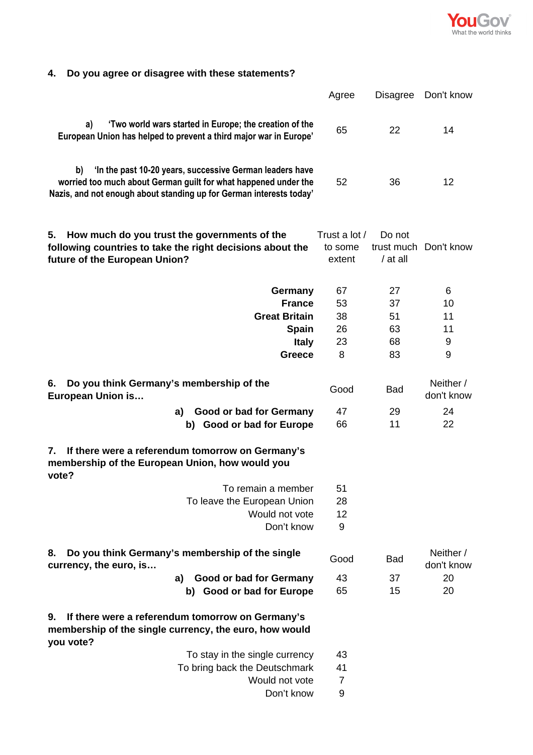**4. Do you agree or disagree with these statements?**

| | Agree | Disagree | Don't know |
|---|---|---|---|
| **a) 'Two world wars started in Europe; the creation of the European Union has helped to prevent a third major war in Europe'** | 65 | 22 | 14 |
| **b) 'In the past 10-20 years, successive German leaders have worried too much about German guilt for what happened under the Nazis, and not enough about standing up for German interests today'** | 52 | 36 | 12 |

**5. How much do you trust the governments of the following countries to take the right decisions about the future of the European Union?**

| | Trust a lot / to some extent | Do not trust much / at all | Don't know |
|---|---|---|---|
| **Germany** | 67 | 27 | 6 |
| **France** | 53 | 37 | 10 |
| **Great Britain** | 38 | 51 | 11 |
| **Spain** | 26 | 63 | 11 |
| **Italy** | 23 | 68 | 9 |
| **Greece** | 8 | 83 | 9 |

**6. Do you think Germany's membership of the European Union is…**

| | Good | Bad | Neither / don't know |
|---|---|---|---|
| **a) Good or bad for Germany** | 47 | 29 | 24 |
| **b) Good or bad for Europe** | 66 | 11 | 22 |

**7. If there were a referendum tomorrow on Germany's membership of the European Union, how would you vote?**

| | |
|---|---|
| To remain a member | 51 |
| To leave the European Union | 28 |
| Would not vote | 12 |
| Don't know | 9 |

**8. Do you think Germany's membership of the single currency, the euro, is…**

| | Good | Bad | Neither / don't know |
|---|---|---|---|
| **a) Good or bad for Germany** | 43 | 37 | 20 |
| **b) Good or bad for Europe** | 65 | 15 | 20 |

**9. If there were a referendum tomorrow on Germany's membership of the single currency, the euro, how would you vote?**

| | |
|---|---|
| To stay in the single currency | 43 |
| To bring back the Deutschmark | 41 |
| Would not vote | 7 |
| Don't know | 9 |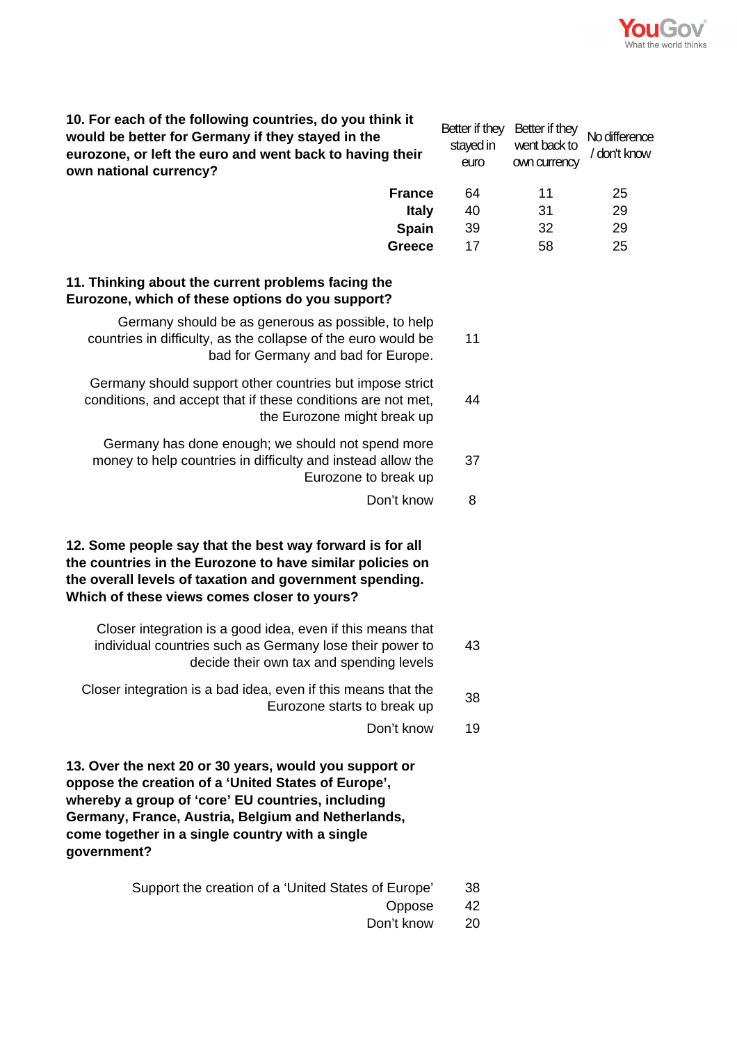**10. For each of the following countries, do you think it would be better for Germany if they stayed in the eurozone, or left the euro and went back to having their own national currency?**

| | Better if they stayed in euro | Better if they went back to own currency | No difference / don't know |
|---|---|---|---|
| **France** | 64 | 11 | 25 |
| **Italy** | 40 | 31 | 29 |
| **Spain** | 39 | 32 | 29 |
| **Greece** | 17 | 58 | 25 |

**11. Thinking about the current problems facing the Eurozone, which of these options do you support?**

| | |
|---|---|
| Germany should be as generous as possible, to help countries in difficulty, as the collapse of the euro would be bad for Germany and bad for Europe. | 11 |
| Germany should support other countries but impose strict conditions, and accept that if these conditions are not met, the Eurozone might break up | 44 |
| Germany has done enough; we should not spend more money to help countries in difficulty and instead allow the Eurozone to break up | 37 |
| Don't know | 8 |

**12. Some people say that the best way forward is for all the countries in the Eurozone to have similar policies on the overall levels of taxation and government spending. Which of these views comes closer to yours?**

| | |
|---|---|
| Closer integration is a good idea, even if this means that individual countries such as Germany lose their power to decide their own tax and spending levels | 43 |
| Closer integration is a bad idea, even if this means that the Eurozone starts to break up | 38 |
| Don't know | 19 |

**13. Over the next 20 or 30 years, would you support or oppose the creation of a 'United States of Europe', whereby a group of 'core' EU countries, including Germany, France, Austria, Belgium and Netherlands, come together in a single country with a single government?**

| | |
|---|---|
| Support the creation of a 'United States of Europe' | 38 |
| Oppose | 42 |
| Don't know | 20 |